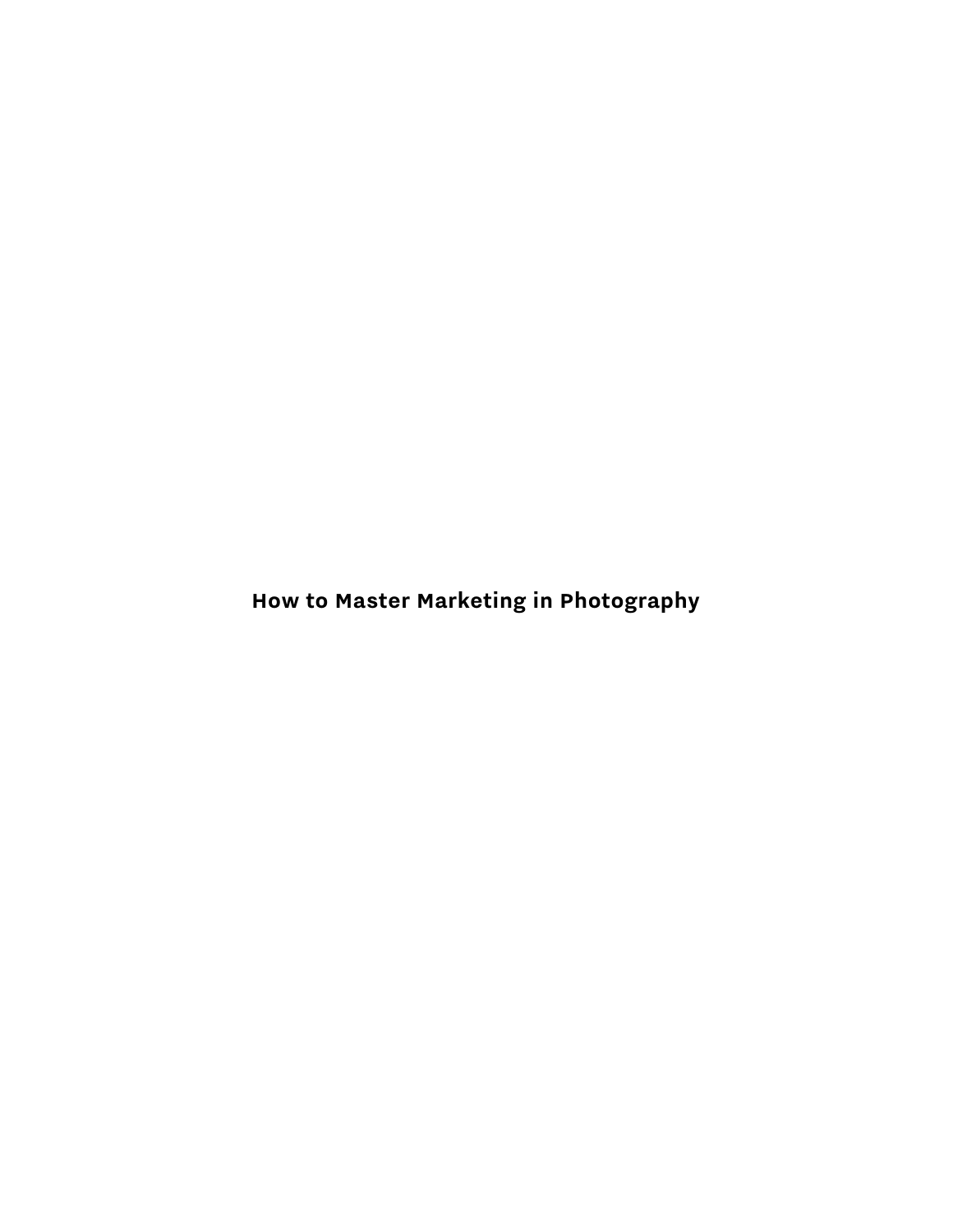# How to Master Marketing in Photography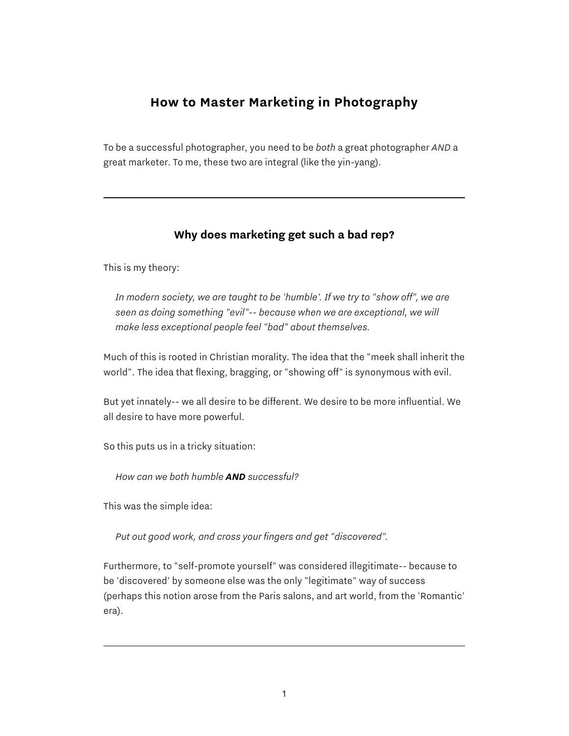# How to Master Marketing in Photography

To be a successful photographer, you need to be *both* a great photographer *AND* a great marketer. To me, these two are integral (like the yin-yang).

---

## Why does marketing get such a bad rep?

This is my theory:

> *In modern society, we are taught to be 'humble'. If we try to "show off", we are seen as doing something "evil"-- because when we are exceptional, we will make less exceptional people feel "bad" about themselves.*

Much of this is rooted in Christian morality. The idea that the "meek shall inherit the world". The idea that flexing, bragging, or "showing off" is synonymous with evil.

But yet innately-- we all desire to be different. We desire to be more influential. We all desire to have more powerful.

So this puts us in a tricky situation:

> *How can we both humble* ***AND*** *successful?*

This was the simple idea:

> *Put out good work, and cross your fingers and get "discovered".*

Furthermore, to "self-promote yourself" was considered illegitimate-- because to be 'discovered' by someone else was the only "legitimate" way of success (perhaps this notion arose from the Paris salons, and art world, from the 'Romantic' era).

---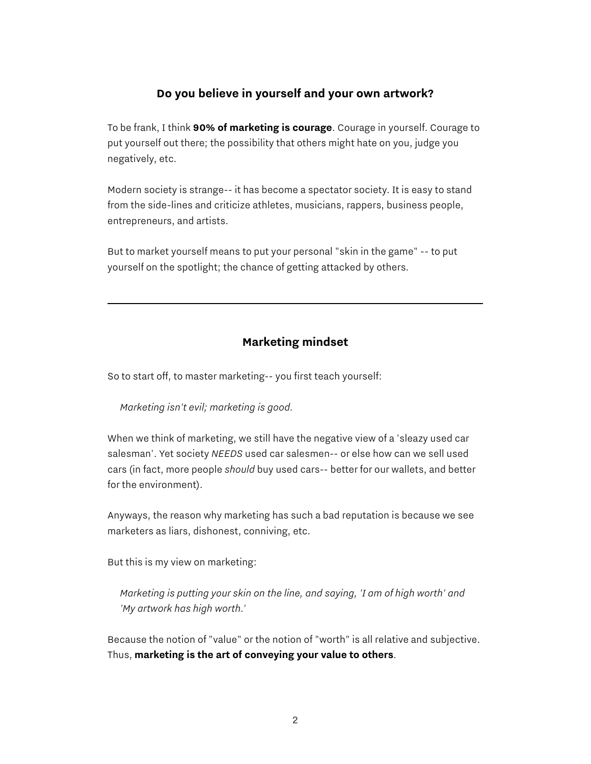## Do you believe in yourself and your own artwork?

To be frank, I think **90% of marketing is courage**. Courage in yourself. Courage to put yourself out there; the possibility that others might hate on you, judge you negatively, etc.

Modern society is strange-- it has become a spectator society. It is easy to stand from the side-lines and criticize athletes, musicians, rappers, business people, entrepreneurs, and artists.

But to market yourself means to put your personal "skin in the game" -- to put yourself on the spotlight; the chance of getting attacked by others.

---

## Marketing mindset

So to start off, to master marketing-- you first teach yourself:

> *Marketing isn't evil; marketing is good.*

When we think of marketing, we still have the negative view of a 'sleazy used car salesman'. Yet society *NEEDS* used car salesmen-- or else how can we sell used cars (in fact, more people *should* buy used cars-- better for our wallets, and better for the environment).

Anyways, the reason why marketing has such a bad reputation is because we see marketers as liars, dishonest, conniving, etc.

But this is my view on marketing:

> *Marketing is putting your skin on the line, and saying, 'I am of high worth' and 'My artwork has high worth.'*

Because the notion of "value" or the notion of "worth" is all relative and subjective. Thus, **marketing is the art of conveying your value to others**.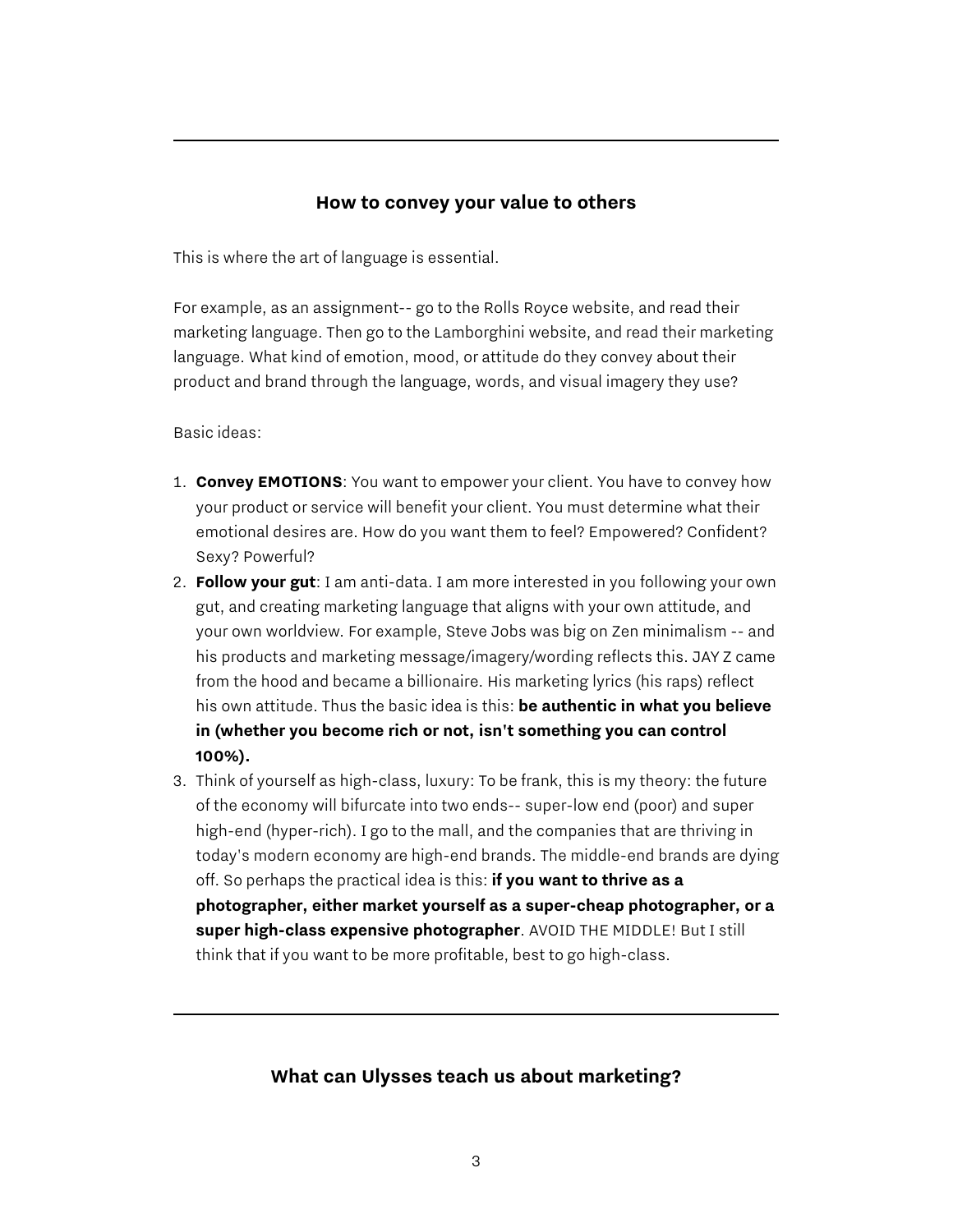---

## How to convey your value to others

This is where the art of language is essential.

For example, as an assignment-- go to the Rolls Royce website, and read their marketing language. Then go to the Lamborghini website, and read their marketing language. What kind of emotion, mood, or attitude do they convey about their product and brand through the language, words, and visual imagery they use?

Basic ideas:

1. **Convey EMOTIONS**: You want to empower your client. You have to convey how your product or service will benefit your client. You must determine what their emotional desires are. How do you want them to feel? Empowered? Confident? Sexy? Powerful?
2. **Follow your gut**: I am anti-data. I am more interested in you following your own gut, and creating marketing language that aligns with your own attitude, and your own worldview. For example, Steve Jobs was big on Zen minimalism -- and his products and marketing message/imagery/wording reflects this. JAY Z came from the hood and became a billionaire. His marketing lyrics (his raps) reflect his own attitude. Thus the basic idea is this: **be authentic in what you believe in (whether you become rich or not, isn't something you can control 100%).**
3. Think of yourself as high-class, luxury: To be frank, this is my theory: the future of the economy will bifurcate into two ends-- super-low end (poor) and super high-end (hyper-rich). I go to the mall, and the companies that are thriving in today's modern economy are high-end brands. The middle-end brands are dying off. So perhaps the practical idea is this: **if you want to thrive as a photographer, either market yourself as a super-cheap photographer, or a super high-class expensive photographer**. AVOID THE MIDDLE! But I still think that if you want to be more profitable, best to go high-class.

---

## What can Ulysses teach us about marketing?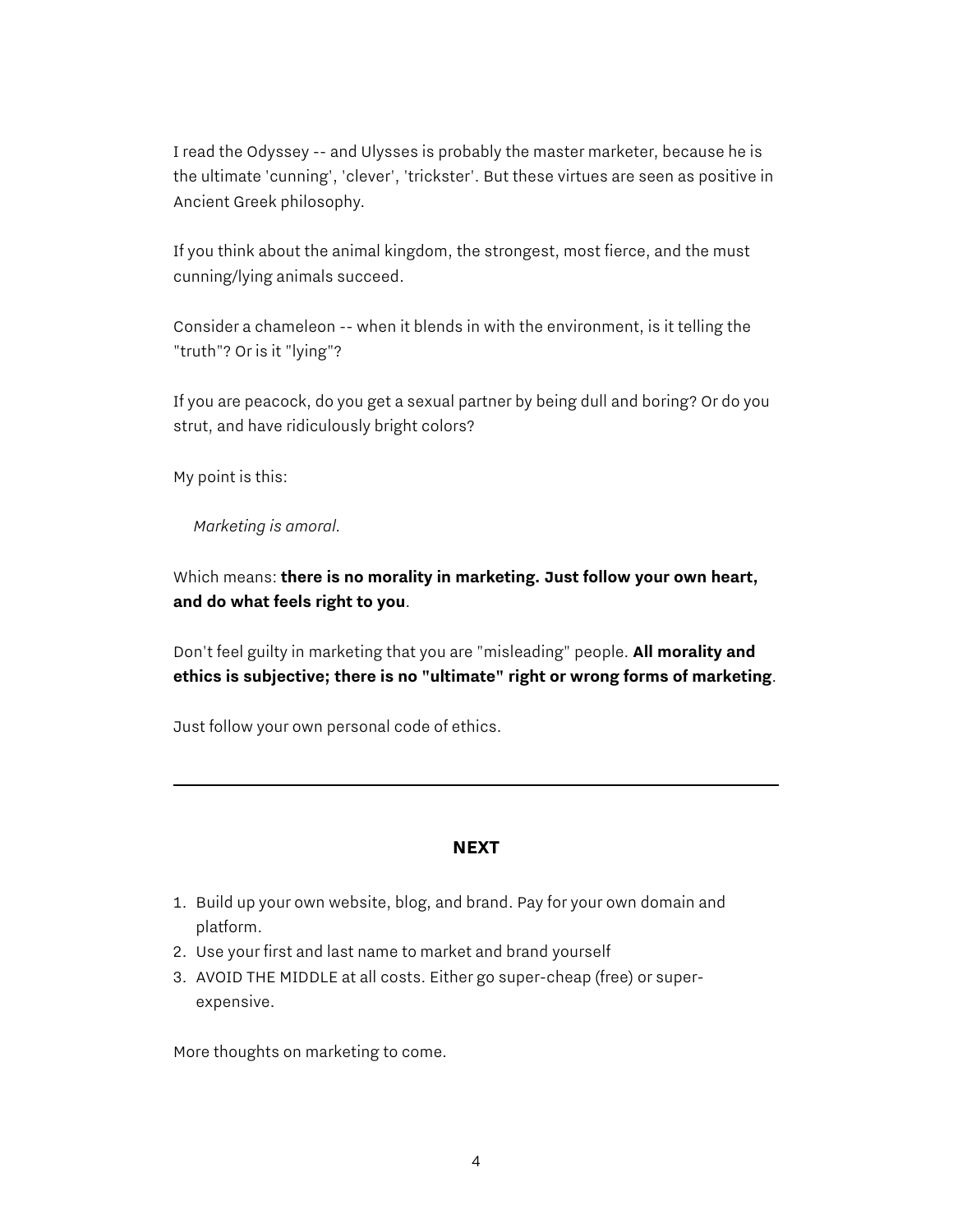I read the Odyssey -- and Ulysses is probably the master marketer, because he is the ultimate 'cunning', 'clever', 'trickster'. But these virtues are seen as positive in Ancient Greek philosophy.

If you think about the animal kingdom, the strongest, most fierce, and the must cunning/lying animals succeed.

Consider a chameleon -- when it blends in with the environment, is it telling the "truth"? Or is it "lying"?

If you are peacock, do you get a sexual partner by being dull and boring? Or do you strut, and have ridiculously bright colors?

My point is this:

> *Marketing is amoral.*

Which means: **there is no morality in marketing. Just follow your own heart, and do what feels right to you**.

Don't feel guilty in marketing that you are "misleading" people. **All morality and ethics is subjective; there is no "ultimate" right or wrong forms of marketing**.

Just follow your own personal code of ethics.

---

## NEXT

1. Build up your own website, blog, and brand. Pay for your own domain and platform.
2. Use your first and last name to market and brand yourself
3. AVOID THE MIDDLE at all costs. Either go super-cheap (free) or super-expensive.

More thoughts on marketing to come.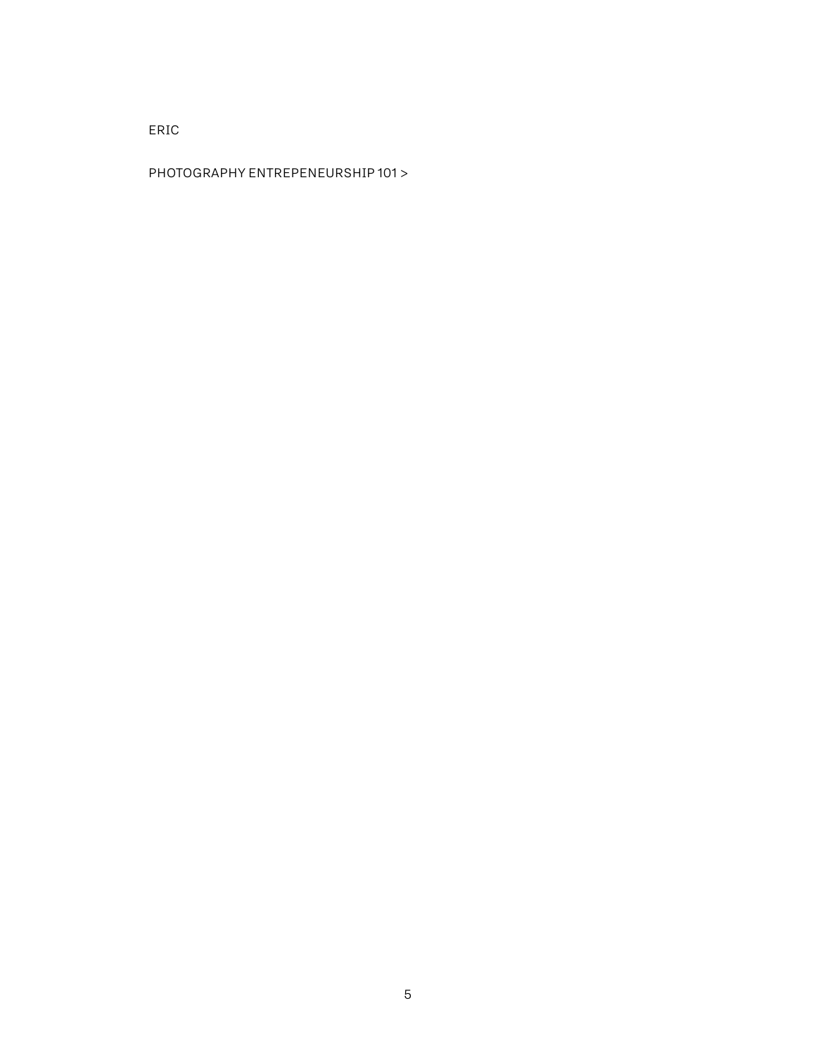ERIC

PHOTOGRAPHY ENTREPENEURSHIP 101 >